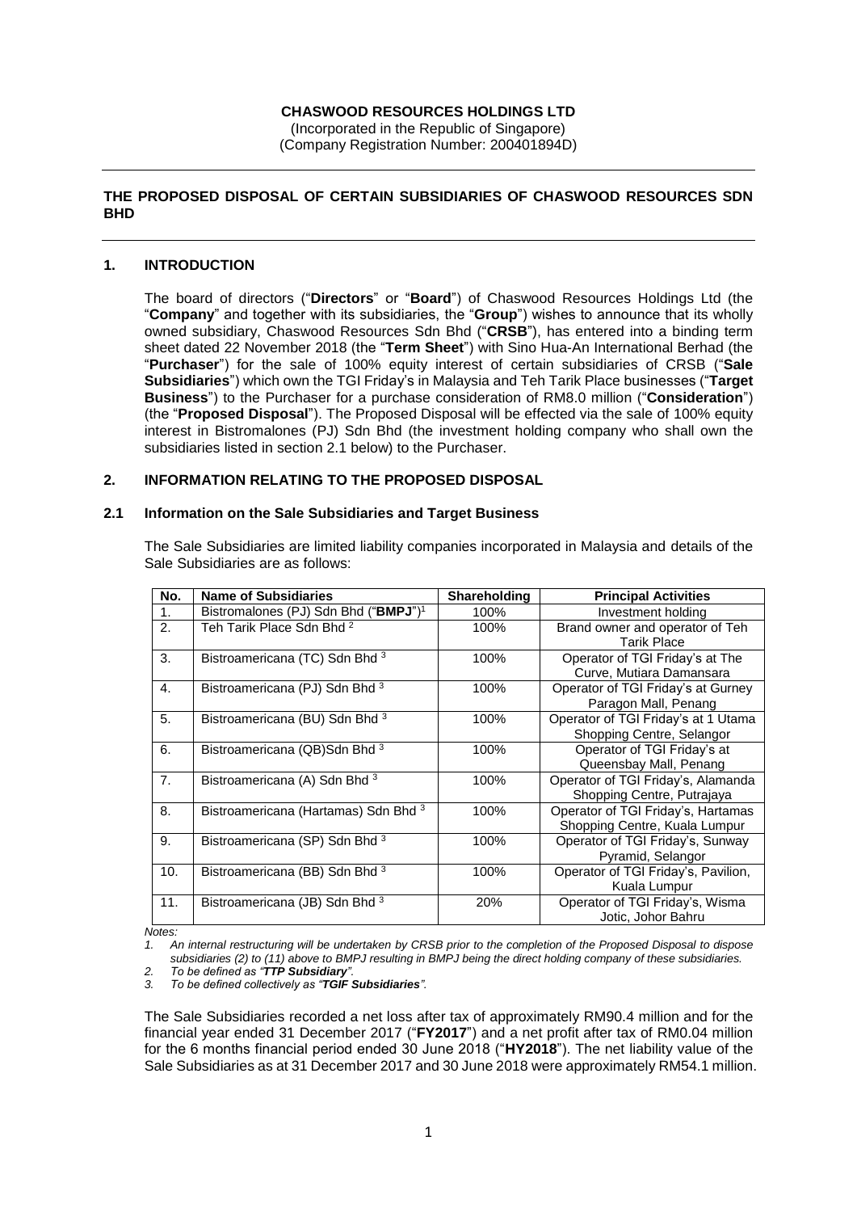**CHASWOOD RESOURCES HOLDINGS LTD**
(Incorporated in the Republic of Singapore)
(Company Registration Number: 200401894D)

---

**THE PROPOSED DISPOSAL OF CERTAIN SUBSIDIARIES OF CHASWOOD RESOURCES SDN BHD**

---

## 1. INTRODUCTION

The board of directors ("**Directors**" or "**Board**") of Chaswood Resources Holdings Ltd (the "**Company**" and together with its subsidiaries, the "**Group**") wishes to announce that its wholly owned subsidiary, Chaswood Resources Sdn Bhd ("**CRSB**"), has entered into a binding term sheet dated 22 November 2018 (the "**Term Sheet**") with Sino Hua-An International Berhad (the "**Purchaser**") for the sale of 100% equity interest of certain subsidiaries of CRSB ("**Sale Subsidiaries**") which own the TGI Friday's in Malaysia and Teh Tarik Place businesses ("**Target Business**") to the Purchaser for a purchase consideration of RM8.0 million ("**Consideration**") (the "**Proposed Disposal**"). The Proposed Disposal will be effected via the sale of 100% equity interest in Bistromalones (PJ) Sdn Bhd (the investment holding company who shall own the subsidiaries listed in section 2.1 below) to the Purchaser.

## 2. INFORMATION RELATING TO THE PROPOSED DISPOSAL

### 2.1 Information on the Sale Subsidiaries and Target Business

The Sale Subsidiaries are limited liability companies incorporated in Malaysia and details of the Sale Subsidiaries are as follows:

| No. | Name of Subsidiaries | Shareholding | Principal Activities |
|---|---|---|---|
| 1. | Bistromalones (PJ) Sdn Bhd ("**BMPJ**")[1] | 100% | Investment holding |
| 2. | Teh Tarik Place Sdn Bhd [2] | 100% | Brand owner and operator of Teh Tarik Place |
| 3. | Bistroamericana (TC) Sdn Bhd [3] | 100% | Operator of TGI Friday's at The Curve, Mutiara Damansara |
| 4. | Bistroamericana (PJ) Sdn Bhd [3] | 100% | Operator of TGI Friday's at Gurney Paragon Mall, Penang |
| 5. | Bistroamericana (BU) Sdn Bhd [3] | 100% | Operator of TGI Friday's at 1 Utama Shopping Centre, Selangor |
| 6. | Bistroamericana (QB)Sdn Bhd [3] | 100% | Operator of TGI Friday's at Queensbay Mall, Penang |
| 7. | Bistroamericana (A) Sdn Bhd [3] | 100% | Operator of TGI Friday's, Alamanda Shopping Centre, Putrajaya |
| 8. | Bistroamericana (Hartamas) Sdn Bhd [3] | 100% | Operator of TGI Friday's, Hartamas Shopping Centre, Kuala Lumpur |
| 9. | Bistroamericana (SP) Sdn Bhd [3] | 100% | Operator of TGI Friday's, Sunway Pyramid, Selangor |
| 10. | Bistroamericana (BB) Sdn Bhd [3] | 100% | Operator of TGI Friday's, Pavilion, Kuala Lumpur |
| 11. | Bistroamericana (JB) Sdn Bhd [3] | 20% | Operator of TGI Friday's, Wisma Jotic, Johor Bahru |

*Notes:*

1. *An internal restructuring will be undertaken by CRSB prior to the completion of the Proposed Disposal to dispose subsidiaries (2) to (11) above to BMPJ resulting in BMPJ being the direct holding company of these subsidiaries.*
2. *To be defined as "**TTP Subsidiary**".*
3. *To be defined collectively as "**TGIF Subsidiaries**".*

The Sale Subsidiaries recorded a net loss after tax of approximately RM90.4 million and for the financial year ended 31 December 2017 ("**FY2017**") and a net profit after tax of RM0.04 million for the 6 months financial period ended 30 June 2018 ("**HY2018**"). The net liability value of the Sale Subsidiaries as at 31 December 2017 and 30 June 2018 were approximately RM54.1 million.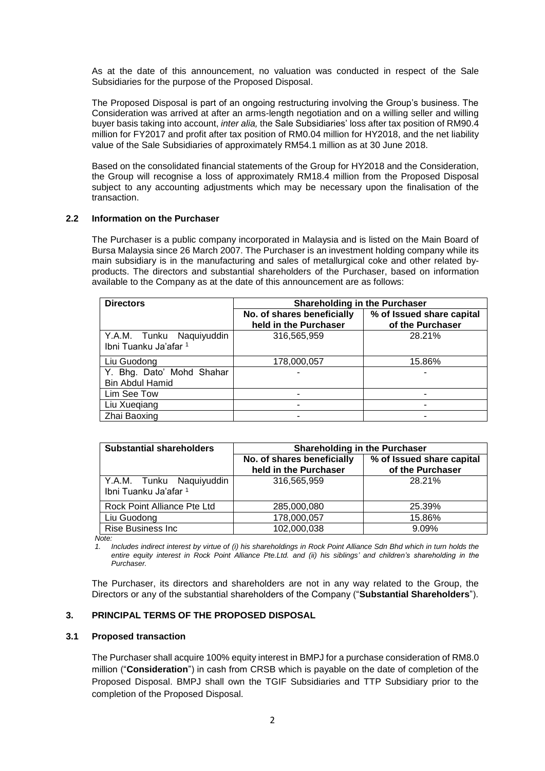As at the date of this announcement, no valuation was conducted in respect of the Sale Subsidiaries for the purpose of the Proposed Disposal.

The Proposed Disposal is part of an ongoing restructuring involving the Group's business. The Consideration was arrived at after an arms-length negotiation and on a willing seller and willing buyer basis taking into account, *inter alia,* the Sale Subsidiaries' loss after tax position of RM90.4 million for FY2017 and profit after tax position of RM0.04 million for HY2018, and the net liability value of the Sale Subsidiaries of approximately RM54.1 million as at 30 June 2018.

Based on the consolidated financial statements of the Group for HY2018 and the Consideration, the Group will recognise a loss of approximately RM18.4 million from the Proposed Disposal subject to any accounting adjustments which may be necessary upon the finalisation of the transaction.

### 2.2 Information on the Purchaser

The Purchaser is a public company incorporated in Malaysia and is listed on the Main Board of Bursa Malaysia since 26 March 2007. The Purchaser is an investment holding company while its main subsidiary is in the manufacturing and sales of metallurgical coke and other related by-products. The directors and substantial shareholders of the Purchaser, based on information available to the Company as at the date of this announcement are as follows:

| **Directors** | **Shareholding in the Purchaser** | |
|---|---|---|
| | **No. of shares beneficially held in the Purchaser** | **% of Issued share capital of the Purchaser** |
| Y.A.M. Tunku Naquiyuddin Ibni Tuanku Ja'afar [1] | 316,565,959 | 28.21% |
| Liu Guodong | 178,000,057 | 15.86% |
| Y. Bhg. Dato' Mohd Shahar Bin Abdul Hamid | - | - |
| Lim See Tow | - | - |
| Liu Xueqiang | - | - |
| Zhai Baoxing | - | - |

| **Substantial shareholders** | **Shareholding in the Purchaser** | |
|---|---|---|
| | **No. of shares beneficially held in the Purchaser** | **% of Issued share capital of the Purchaser** |
| Y.A.M. Tunku Naquiyuddin Ibni Tuanku Ja'afar [1] | 316,565,959 | 28.21% |
| Rock Point Alliance Pte Ltd | 285,000,080 | 25.39% |
| Liu Guodong | 178,000,057 | 15.86% |
| Rise Business Inc | 102,000,038 | 9.09% |

*Note:*

1. *Includes indirect interest by virtue of (i) his shareholdings in Rock Point Alliance Sdn Bhd which in turn holds the entire equity interest in Rock Point Alliance Pte.Ltd. and (ii) his siblings' and children's shareholding in the Purchaser.*

The Purchaser, its directors and shareholders are not in any way related to the Group, the Directors or any of the substantial shareholders of the Company ("**Substantial Shareholders**").

## 3. PRINCIPAL TERMS OF THE PROPOSED DISPOSAL

### 3.1 Proposed transaction

The Purchaser shall acquire 100% equity interest in BMPJ for a purchase consideration of RM8.0 million ("**Consideration**") in cash from CRSB which is payable on the date of completion of the Proposed Disposal. BMPJ shall own the TGIF Subsidiaries and TTP Subsidiary prior to the completion of the Proposed Disposal.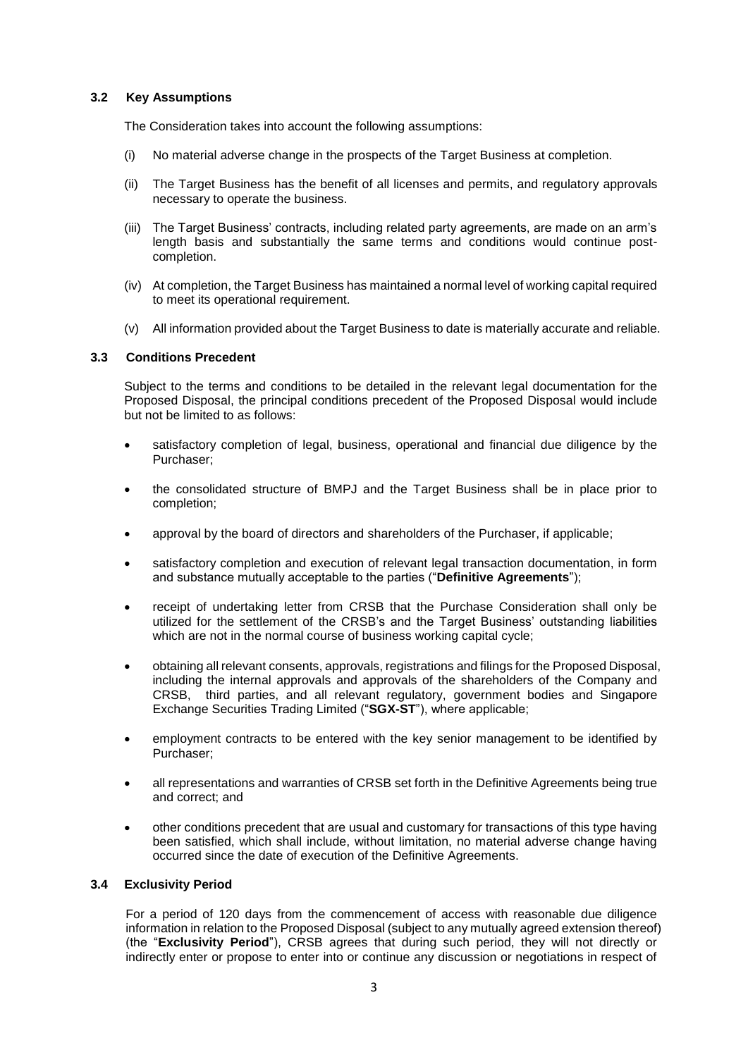### 3.2 Key Assumptions

The Consideration takes into account the following assumptions:

(i) No material adverse change in the prospects of the Target Business at completion.

(ii) The Target Business has the benefit of all licenses and permits, and regulatory approvals necessary to operate the business.

(iii) The Target Business' contracts, including related party agreements, are made on an arm's length basis and substantially the same terms and conditions would continue post-completion.

(iv) At completion, the Target Business has maintained a normal level of working capital required to meet its operational requirement.

(v) All information provided about the Target Business to date is materially accurate and reliable.

### 3.3 Conditions Precedent

Subject to the terms and conditions to be detailed in the relevant legal documentation for the Proposed Disposal, the principal conditions precedent of the Proposed Disposal would include but not be limited to as follows:

- satisfactory completion of legal, business, operational and financial due diligence by the Purchaser;
- the consolidated structure of BMPJ and the Target Business shall be in place prior to completion;
- approval by the board of directors and shareholders of the Purchaser, if applicable;
- satisfactory completion and execution of relevant legal transaction documentation, in form and substance mutually acceptable to the parties ("**Definitive Agreements**");
- receipt of undertaking letter from CRSB that the Purchase Consideration shall only be utilized for the settlement of the CRSB's and the Target Business' outstanding liabilities which are not in the normal course of business working capital cycle;
- obtaining all relevant consents, approvals, registrations and filings for the Proposed Disposal, including the internal approvals and approvals of the shareholders of the Company and CRSB, third parties, and all relevant regulatory, government bodies and Singapore Exchange Securities Trading Limited ("**SGX-ST**"), where applicable;
- employment contracts to be entered with the key senior management to be identified by Purchaser;
- all representations and warranties of CRSB set forth in the Definitive Agreements being true and correct; and
- other conditions precedent that are usual and customary for transactions of this type having been satisfied, which shall include, without limitation, no material adverse change having occurred since the date of execution of the Definitive Agreements.

### 3.4 Exclusivity Period

For a period of 120 days from the commencement of access with reasonable due diligence information in relation to the Proposed Disposal (subject to any mutually agreed extension thereof) (the "**Exclusivity Period**"), CRSB agrees that during such period, they will not directly or indirectly enter or propose to enter into or continue any discussion or negotiations in respect of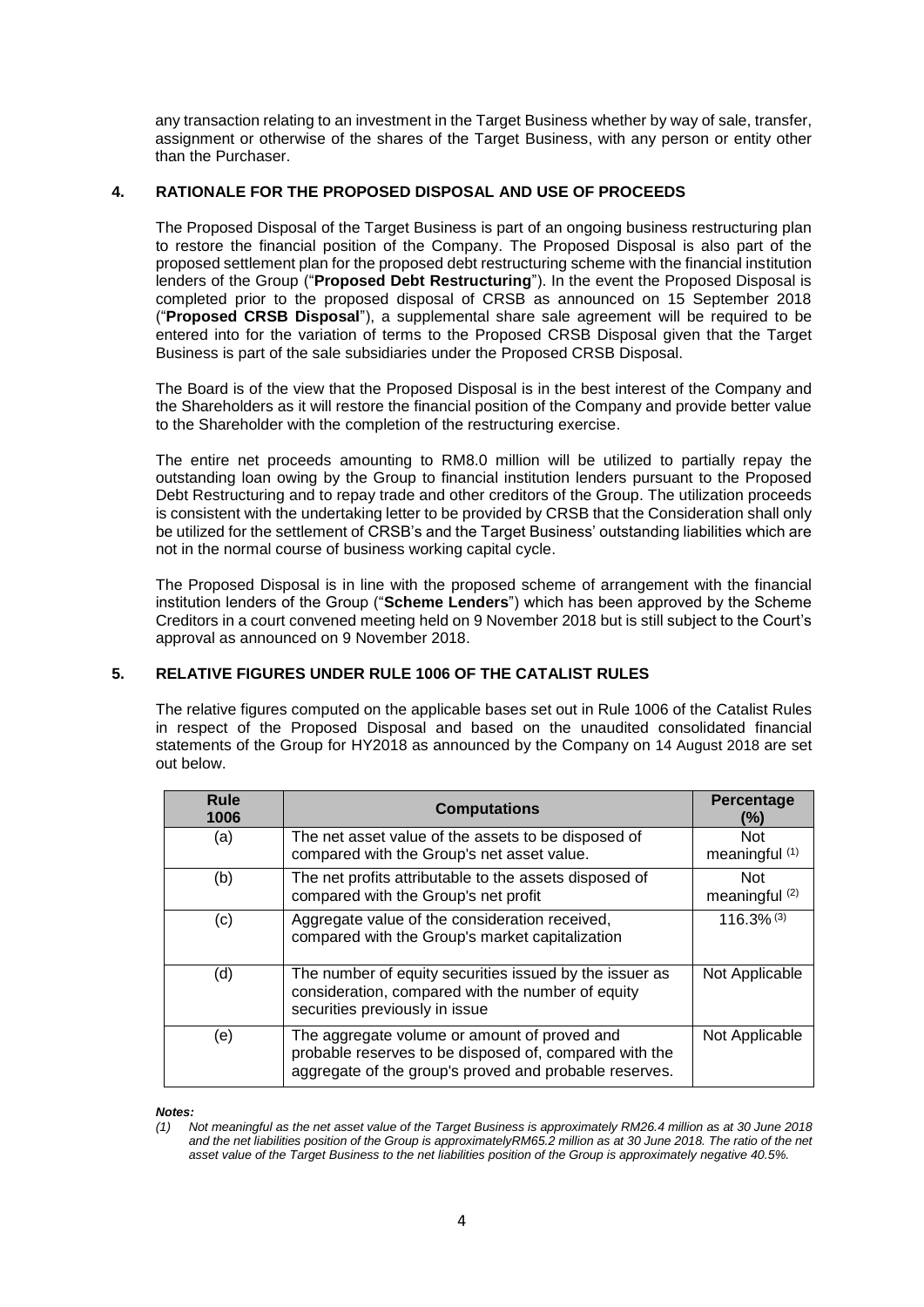any transaction relating to an investment in the Target Business whether by way of sale, transfer, assignment or otherwise of the shares of the Target Business, with any person or entity other than the Purchaser.

## 4. RATIONALE FOR THE PROPOSED DISPOSAL AND USE OF PROCEEDS

The Proposed Disposal of the Target Business is part of an ongoing business restructuring plan to restore the financial position of the Company. The Proposed Disposal is also part of the proposed settlement plan for the proposed debt restructuring scheme with the financial institution lenders of the Group ("**Proposed Debt Restructuring**"). In the event the Proposed Disposal is completed prior to the proposed disposal of CRSB as announced on 15 September 2018 ("**Proposed CRSB Disposal**"), a supplemental share sale agreement will be required to be entered into for the variation of terms to the Proposed CRSB Disposal given that the Target Business is part of the sale subsidiaries under the Proposed CRSB Disposal.

The Board is of the view that the Proposed Disposal is in the best interest of the Company and the Shareholders as it will restore the financial position of the Company and provide better value to the Shareholder with the completion of the restructuring exercise.

The entire net proceeds amounting to RM8.0 million will be utilized to partially repay the outstanding loan owing by the Group to financial institution lenders pursuant to the Proposed Debt Restructuring and to repay trade and other creditors of the Group. The utilization proceeds is consistent with the undertaking letter to be provided by CRSB that the Consideration shall only be utilized for the settlement of CRSB's and the Target Business' outstanding liabilities which are not in the normal course of business working capital cycle.

The Proposed Disposal is in line with the proposed scheme of arrangement with the financial institution lenders of the Group ("**Scheme Lenders**") which has been approved by the Scheme Creditors in a court convened meeting held on 9 November 2018 but is still subject to the Court's approval as announced on 9 November 2018.

## 5. RELATIVE FIGURES UNDER RULE 1006 OF THE CATALIST RULES

The relative figures computed on the applicable bases set out in Rule 1006 of the Catalist Rules in respect of the Proposed Disposal and based on the unaudited consolidated financial statements of the Group for HY2018 as announced by the Company on 14 August 2018 are set out below.

| Rule 1006 | Computations | Percentage (%) |
|---|---|---|
| (a) | The net asset value of the assets to be disposed of compared with the Group's net asset value. | Not meaningful (1) |
| (b) | The net profits attributable to the assets disposed of compared with the Group's net profit | Not meaningful (2) |
| (c) | Aggregate value of the consideration received, compared with the Group's market capitalization | 116.3% (3) |
| (d) | The number of equity securities issued by the issuer as consideration, compared with the number of equity securities previously in issue | Not Applicable |
| (e) | The aggregate volume or amount of proved and probable reserves to be disposed of, compared with the aggregate of the group's proved and probable reserves. | Not Applicable |

***Notes:***

*(1) Not meaningful as the net asset value of the Target Business is approximately RM26.4 million as at 30 June 2018 and the net liabilities position of the Group is approximatelyRM65.2 million as at 30 June 2018. The ratio of the net asset value of the Target Business to the net liabilities position of the Group is approximately negative 40.5%.*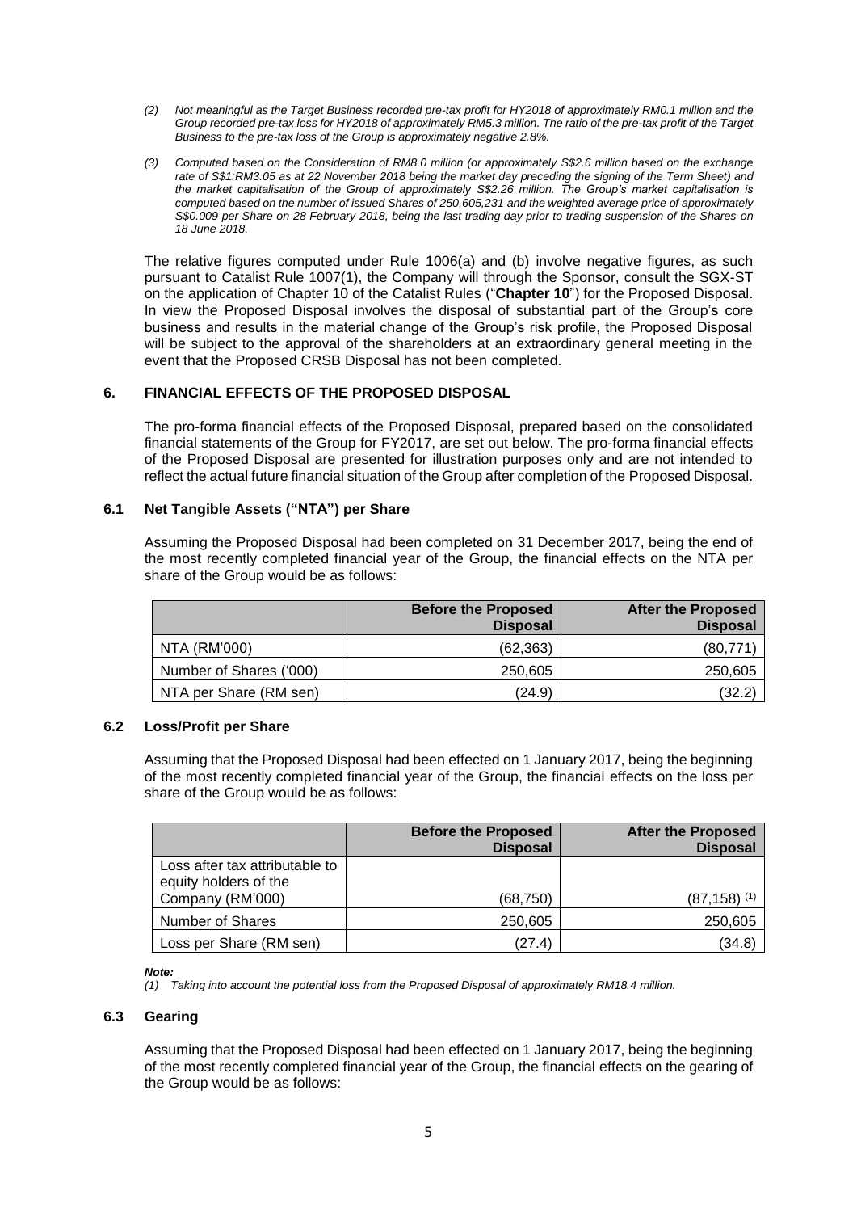*(2) Not meaningful as the Target Business recorded pre-tax profit for HY2018 of approximately RM0.1 million and the Group recorded pre-tax loss for HY2018 of approximately RM5.3 million. The ratio of the pre-tax profit of the Target Business to the pre-tax loss of the Group is approximately negative 2.8%.*

*(3) Computed based on the Consideration of RM8.0 million (or approximately S$2.6 million based on the exchange rate of S$1:RM3.05 as at 22 November 2018 being the market day preceding the signing of the Term Sheet) and the market capitalisation of the Group of approximately S$2.26 million. The Group's market capitalisation is computed based on the number of issued Shares of 250,605,231 and the weighted average price of approximately S$0.009 per Share on 28 February 2018, being the last trading day prior to trading suspension of the Shares on 18 June 2018.*

The relative figures computed under Rule 1006(a) and (b) involve negative figures, as such pursuant to Catalist Rule 1007(1), the Company will through the Sponsor, consult the SGX-ST on the application of Chapter 10 of the Catalist Rules ("**Chapter 10**") for the Proposed Disposal. In view the Proposed Disposal involves the disposal of substantial part of the Group's core business and results in the material change of the Group's risk profile, the Proposed Disposal will be subject to the approval of the shareholders at an extraordinary general meeting in the event that the Proposed CRSB Disposal has not been completed.

## 6. FINANCIAL EFFECTS OF THE PROPOSED DISPOSAL

The pro-forma financial effects of the Proposed Disposal, prepared based on the consolidated financial statements of the Group for FY2017, are set out below. The pro-forma financial effects of the Proposed Disposal are presented for illustration purposes only and are not intended to reflect the actual future financial situation of the Group after completion of the Proposed Disposal.

### 6.1 Net Tangible Assets ("NTA") per Share

Assuming the Proposed Disposal had been completed on 31 December 2017, being the end of the most recently completed financial year of the Group, the financial effects on the NTA per share of the Group would be as follows:

| | Before the Proposed Disposal | After the Proposed Disposal |
|---|---:|---:|
| NTA (RM'000) | (62,363) | (80,771) |
| Number of Shares ('000) | 250,605 | 250,605 |
| NTA per Share (RM sen) | (24.9) | (32.2) |

### 6.2 Loss/Profit per Share

Assuming that the Proposed Disposal had been effected on 1 January 2017, being the beginning of the most recently completed financial year of the Group, the financial effects on the loss per share of the Group would be as follows:

| | Before the Proposed Disposal | After the Proposed Disposal |
|---|---:|---:|
| Loss after tax attributable to equity holders of the Company (RM'000) | (68,750) | (87,158) [(1)] |
| Number of Shares | 250,605 | 250,605 |
| Loss per Share (RM sen) | (27.4) | (34.8) |

***Note:***

*(1) Taking into account the potential loss from the Proposed Disposal of approximately RM18.4 million.*

### 6.3 Gearing

Assuming that the Proposed Disposal had been effected on 1 January 2017, being the beginning of the most recently completed financial year of the Group, the financial effects on the gearing of the Group would be as follows: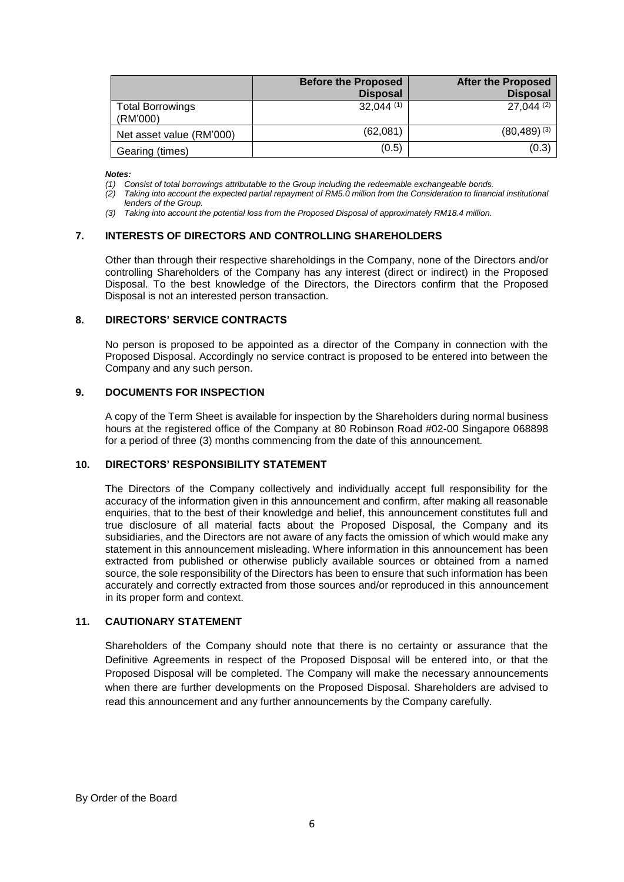| | Before the Proposed Disposal | After the Proposed Disposal |
|---|---|---|
| Total Borrowings (RM'000) | 32,044 (1) | 27,044 (2) |
| Net asset value (RM'000) | (62,081) | (80,489) (3) |
| Gearing (times) | (0.5) | (0.3) |

***Notes:***

*(1) Consist of total borrowings attributable to the Group including the redeemable exchangeable bonds.*

*(2) Taking into account the expected partial repayment of RM5.0 million from the Consideration to financial institutional lenders of the Group.*

*(3) Taking into account the potential loss from the Proposed Disposal of approximately RM18.4 million.*

## 7. INTERESTS OF DIRECTORS AND CONTROLLING SHAREHOLDERS

Other than through their respective shareholdings in the Company, none of the Directors and/or controlling Shareholders of the Company has any interest (direct or indirect) in the Proposed Disposal. To the best knowledge of the Directors, the Directors confirm that the Proposed Disposal is not an interested person transaction.

## 8. DIRECTORS' SERVICE CONTRACTS

No person is proposed to be appointed as a director of the Company in connection with the Proposed Disposal. Accordingly no service contract is proposed to be entered into between the Company and any such person.

## 9. DOCUMENTS FOR INSPECTION

A copy of the Term Sheet is available for inspection by the Shareholders during normal business hours at the registered office of the Company at 80 Robinson Road #02-00 Singapore 068898 for a period of three (3) months commencing from the date of this announcement.

## 10. DIRECTORS' RESPONSIBILITY STATEMENT

The Directors of the Company collectively and individually accept full responsibility for the accuracy of the information given in this announcement and confirm, after making all reasonable enquiries, that to the best of their knowledge and belief, this announcement constitutes full and true disclosure of all material facts about the Proposed Disposal, the Company and its subsidiaries, and the Directors are not aware of any facts the omission of which would make any statement in this announcement misleading. Where information in this announcement has been extracted from published or otherwise publicly available sources or obtained from a named source, the sole responsibility of the Directors has been to ensure that such information has been accurately and correctly extracted from those sources and/or reproduced in this announcement in its proper form and context.

## 11. CAUTIONARY STATEMENT

Shareholders of the Company should note that there is no certainty or assurance that the Definitive Agreements in respect of the Proposed Disposal will be entered into, or that the Proposed Disposal will be completed. The Company will make the necessary announcements when there are further developments on the Proposed Disposal. Shareholders are advised to read this announcement and any further announcements by the Company carefully.

By Order of the Board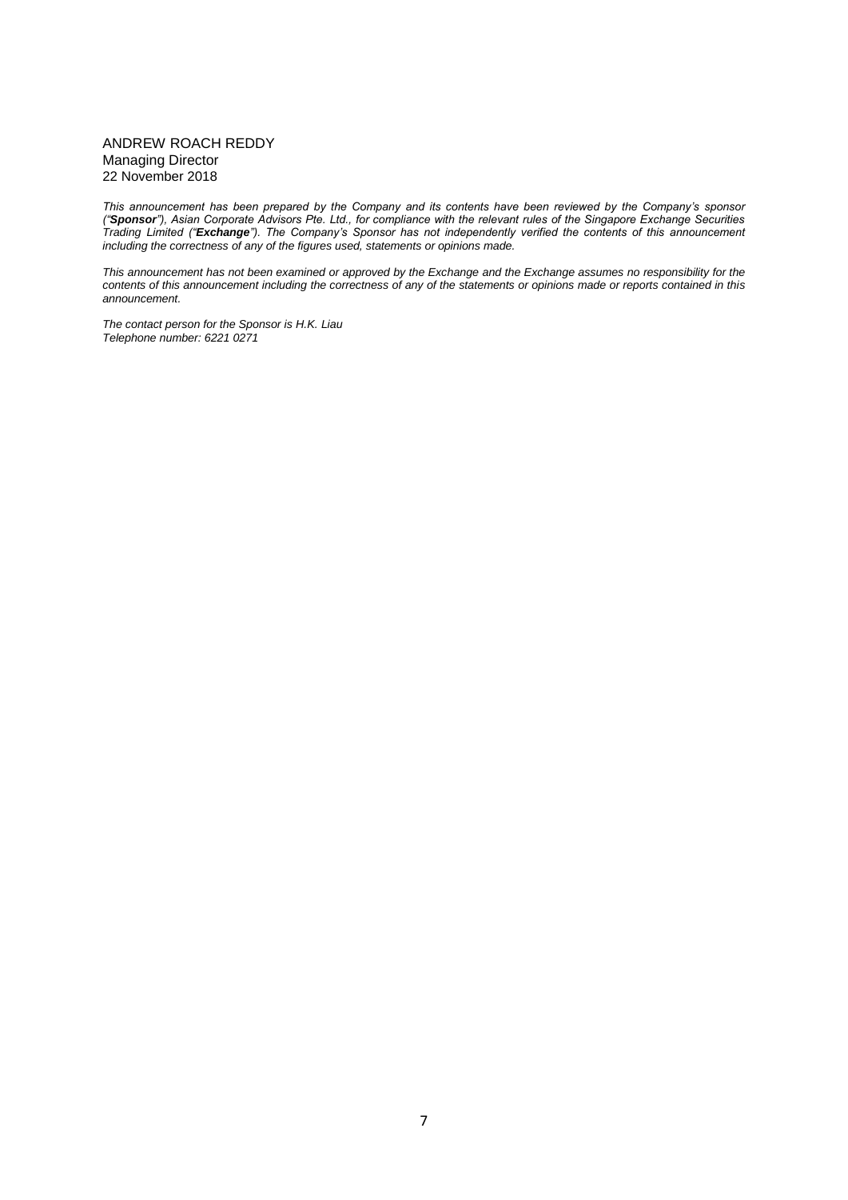ANDREW ROACH REDDY
Managing Director
22 November 2018

*This announcement has been prepared by the Company and its contents have been reviewed by the Company's sponsor ("**Sponsor**"), Asian Corporate Advisors Pte. Ltd., for compliance with the relevant rules of the Singapore Exchange Securities Trading Limited ("**Exchange**"). The Company's Sponsor has not independently verified the contents of this announcement including the correctness of any of the figures used, statements or opinions made.*

*This announcement has not been examined or approved by the Exchange and the Exchange assumes no responsibility for the contents of this announcement including the correctness of any of the statements or opinions made or reports contained in this announcement.*

*The contact person for the Sponsor is H.K. Liau*
*Telephone number: 6221 0271*